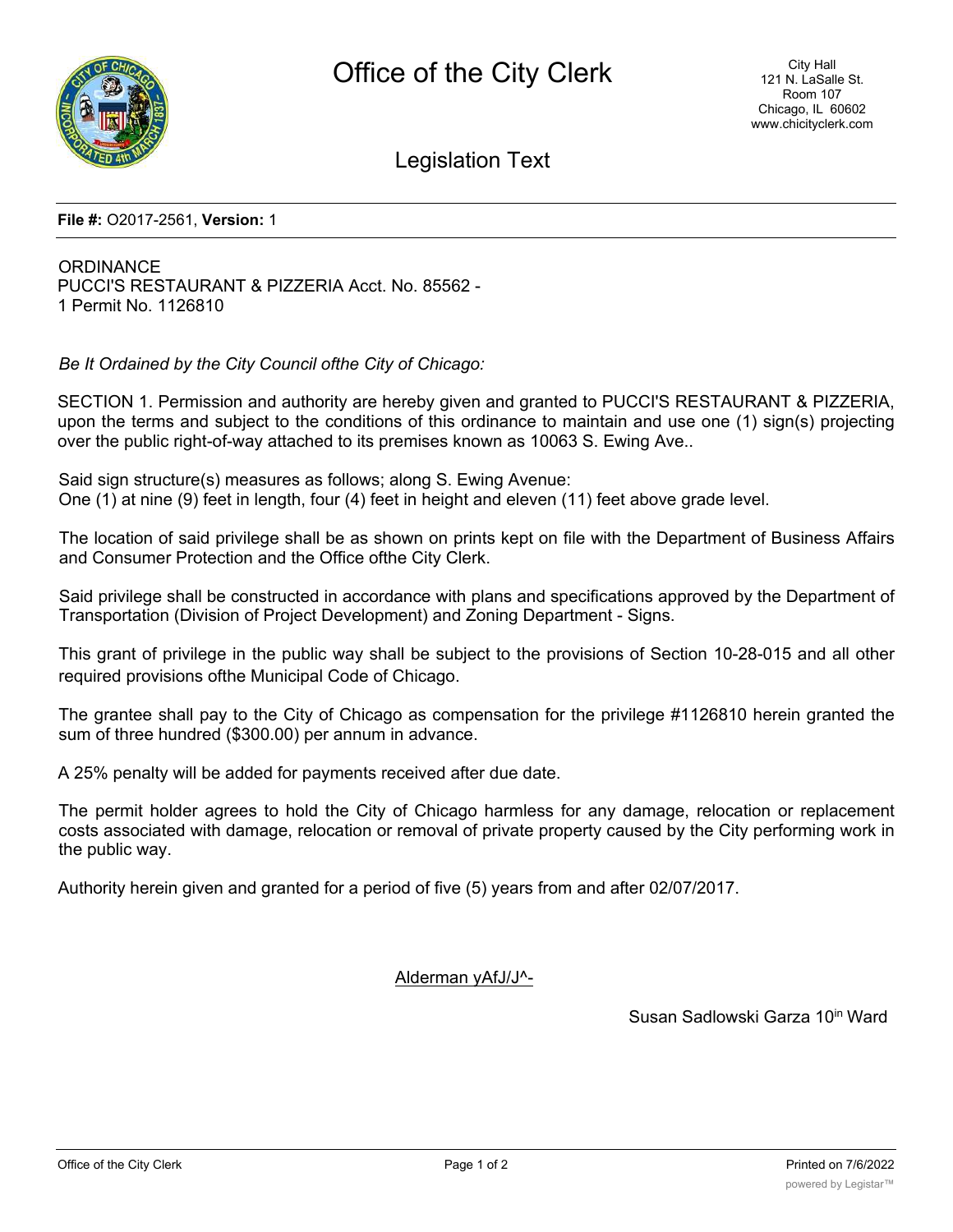# Office of the City Clerk

City Hall
121 N. LaSalle St.
Room 107
Chicago, IL 60602
www.chicityclerk.com

## Legislation Text

**File #:** O2017-2561, **Version:** 1

ORDINANCE
PUCCI'S RESTAURANT & PIZZERIA Acct. No. 85562 -
1 Permit No. 1126810

*Be It Ordained by the City Council ofthe City of Chicago:*

SECTION 1. Permission and authority are hereby given and granted to PUCCI'S RESTAURANT & PIZZERIA, upon the terms and subject to the conditions of this ordinance to maintain and use one (1) sign(s) projecting over the public right-of-way attached to its premises known as 10063 S. Ewing Ave..

Said sign structure(s) measures as follows; along S. Ewing Avenue:
One (1) at nine (9) feet in length, four (4) feet in height and eleven (11) feet above grade level.

The location of said privilege shall be as shown on prints kept on file with the Department of Business Affairs and Consumer Protection and the Office ofthe City Clerk.

Said privilege shall be constructed in accordance with plans and specifications approved by the Department of Transportation (Division of Project Development) and Zoning Department - Signs.

This grant of privilege in the public way shall be subject to the provisions of Section 10-28-015 and all other required provisions ofthe Municipal Code of Chicago.

The grantee shall pay to the City of Chicago as compensation for the privilege #1126810 herein granted the sum of three hundred ($300.00) per annum in advance.

A 25% penalty will be added for payments received after due date.

The permit holder agrees to hold the City of Chicago harmless for any damage, relocation or replacement costs associated with damage, relocation or removal of private property caused by the City performing work in the public way.

Authority herein given and granted for a period of five (5) years from and after 02/07/2017.

Alderman yAfJ/J^-

Susan Sadlowski Garza 10in Ward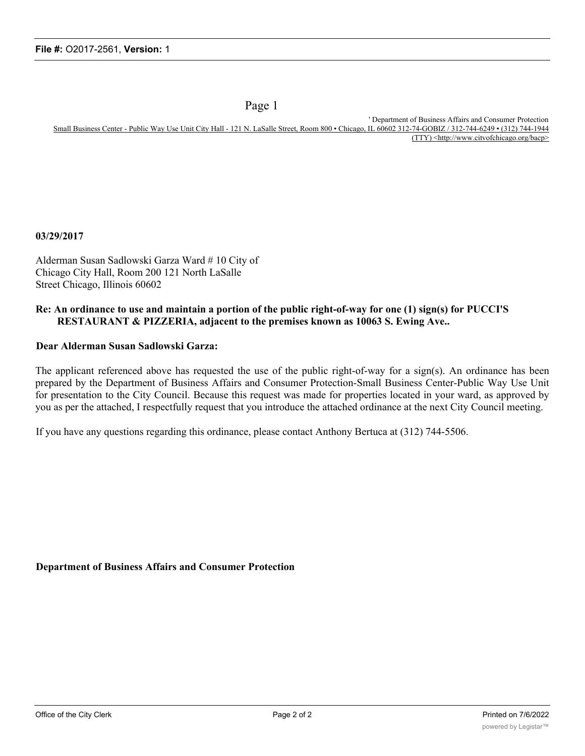Page 1

' Department of Business Affairs and Consumer Protection

Small Business Center - Public Way Use Unit City Hall - 121 N. LaSalle Street, Room 800 • Chicago, IL 60602 312-74-GOBIZ / 312-744-6249 • (312) 744-1944 (TTY) <http://www.citvofchicago.org/bacp>

**03/29/2017**

Alderman Susan Sadlowski Garza Ward # 10 City of Chicago City Hall, Room 200 121 North LaSalle Street Chicago, Illinois 60602

**Re: An ordinance to use and maintain a portion of the public right-of-way for one (1) sign(s) for PUCCI'S RESTAURANT & PIZZERIA, adjacent to the premises known as 10063 S. Ewing Ave..**

**Dear Alderman Susan Sadlowski Garza:**

The applicant referenced above has requested the use of the public right-of-way for a sign(s). An ordinance has been prepared by the Department of Business Affairs and Consumer Protection-Small Business Center-Public Way Use Unit for presentation to the City Council. Because this request was made for properties located in your ward, as approved by you as per the attached, I respectfully request that you introduce the attached ordinance at the next City Council meeting.

If you have any questions regarding this ordinance, please contact Anthony Bertuca at (312) 744-5506.

**Department of Business Affairs and Consumer Protection**